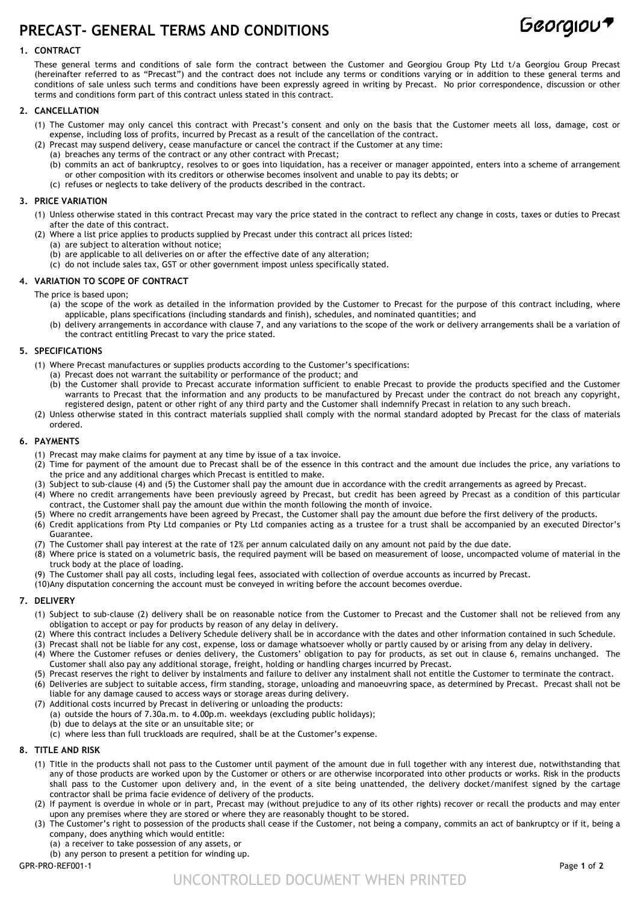# PRECAST- GENERAL TERMS AND CONDITIONS

Georgiou

## 1. CONTRACT

These general terms and conditions of sale form the contract between the Customer and Georgiou Group Pty Ltd t/a Georgiou Group Precast (hereinafter referred to as "Precast") and the contract does not include any terms or conditions varying or in addition to these general terms and conditions of sale unless such terms and conditions have been expressly agreed in writing by Precast. No prior correspondence, discussion or other terms and conditions form part of this contract unless stated in this contract.

## 2. CANCELLATION

(1) The Customer may only cancel this contract with Precast's consent and only on the basis that the Customer meets all loss, damage, cost or expense, including loss of profits, incurred by Precast as a result of the cancellation of the contract.

(2) Precast may suspend delivery, cease manufacture or cancel the contract if the Customer at any time:
- (a) breaches any terms of the contract or any other contract with Precast;
- (b) commits an act of bankruptcy, resolves to or goes into liquidation, has a receiver or manager appointed, enters into a scheme of arrangement or other composition with its creditors or otherwise becomes insolvent and unable to pay its debts; or
- (c) refuses or neglects to take delivery of the products described in the contract.

## 3. PRICE VARIATION

(1) Unless otherwise stated in this contract Precast may vary the price stated in the contract to reflect any change in costs, taxes or duties to Precast after the date of this contract.

(2) Where a list price applies to products supplied by Precast under this contract all prices listed:
- (a) are subject to alteration without notice;
- (b) are applicable to all deliveries on or after the effective date of any alteration;
- (c) do not include sales tax, GST or other government impost unless specifically stated.

## 4. VARIATION TO SCOPE OF CONTRACT

The price is based upon;
- (a) the scope of the work as detailed in the information provided by the Customer to Precast for the purpose of this contract including, where applicable, plans specifications (including standards and finish), schedules, and nominated quantities; and
- (b) delivery arrangements in accordance with clause 7, and any variations to the scope of the work or delivery arrangements shall be a variation of the contract entitling Precast to vary the price stated.

## 5. SPECIFICATIONS

(1) Where Precast manufactures or supplies products according to the Customer's specifications:
- (a) Precast does not warrant the suitability or performance of the product; and
- (b) the Customer shall provide to Precast accurate information sufficient to enable Precast to provide the products specified and the Customer warrants to Precast that the information and any products to be manufactured by Precast under the contract do not breach any copyright, registered design, patent or other right of any third party and the Customer shall indemnify Precast in relation to any such breach.

(2) Unless otherwise stated in this contract materials supplied shall comply with the normal standard adopted by Precast for the class of materials ordered.

## 6. PAYMENTS

(1) Precast may make claims for payment at any time by issue of a tax invoice.

(2) Time for payment of the amount due to Precast shall be of the essence in this contract and the amount due includes the price, any variations to the price and any additional charges which Precast is entitled to make.

(3) Subject to sub-clause (4) and (5) the Customer shall pay the amount due in accordance with the credit arrangements as agreed by Precast.

(4) Where no credit arrangements have been previously agreed by Precast, but credit has been agreed by Precast as a condition of this particular contract, the Customer shall pay the amount due within the month following the month of invoice.

(5) Where no credit arrangements have been agreed by Precast, the Customer shall pay the amount due before the first delivery of the products.

(6) Credit applications from Pty Ltd companies or Pty Ltd companies acting as a trustee for a trust shall be accompanied by an executed Director's Guarantee.

(7) The Customer shall pay interest at the rate of 12% per annum calculated daily on any amount not paid by the due date.

(8) Where price is stated on a volumetric basis, the required payment will be based on measurement of loose, uncompacted volume of material in the truck body at the place of loading.

(9) The Customer shall pay all costs, including legal fees, associated with collection of overdue accounts as incurred by Precast.

(10) Any disputation concerning the account must be conveyed in writing before the account becomes overdue.

## 7. DELIVERY

(1) Subject to sub-clause (2) delivery shall be on reasonable notice from the Customer to Precast and the Customer shall not be relieved from any obligation to accept or pay for products by reason of any delay in delivery.

(2) Where this contract includes a Delivery Schedule delivery shall be in accordance with the dates and other information contained in such Schedule.

(3) Precast shall not be liable for any cost, expense, loss or damage whatsoever wholly or partly caused by or arising from any delay in delivery.

(4) Where the Customer refuses or denies delivery, the Customers' obligation to pay for products, as set out in clause 6, remains unchanged. The Customer shall also pay any additional storage, freight, holding or handling charges incurred by Precast.

(5) Precast reserves the right to deliver by instalments and failure to deliver any instalment shall not entitle the Customer to terminate the contract.

(6) Deliveries are subject to suitable access, firm standing, storage, unloading and manoeuvring space, as determined by Precast. Precast shall not be liable for any damage caused to access ways or storage areas during delivery.

(7) Additional costs incurred by Precast in delivering or unloading the products:
- (a) outside the hours of 7.30a.m. to 4.00p.m. weekdays (excluding public holidays);
- (b) due to delays at the site or an unsuitable site; or
- (c) where less than full truckloads are required, shall be at the Customer's expense.

## 8. TITLE AND RISK

(1) Title in the products shall not pass to the Customer until payment of the amount due in full together with any interest due, notwithstanding that any of those products are worked upon by the Customer or others or are otherwise incorporated into other products or works. Risk in the products shall pass to the Customer upon delivery and, in the event of a site being unattended, the delivery docket/manifest signed by the cartage contractor shall be prima facie evidence of delivery of the products.

(2) If payment is overdue in whole or in part, Precast may (without prejudice to any of its other rights) recover or recall the products and may enter upon any premises where they are stored or where they are reasonably thought to be stored.

(3) The Customer's right to possession of the products shall cease if the Customer, not being a company, commits an act of bankruptcy or if it, being a company, does anything which would entitle:
- (a) a receiver to take possession of any assets, or
- (b) any person to present a petition for winding up.

GPR-PRO-REF001-1

UNCONTROLLED DOCUMENT WHEN PRINTED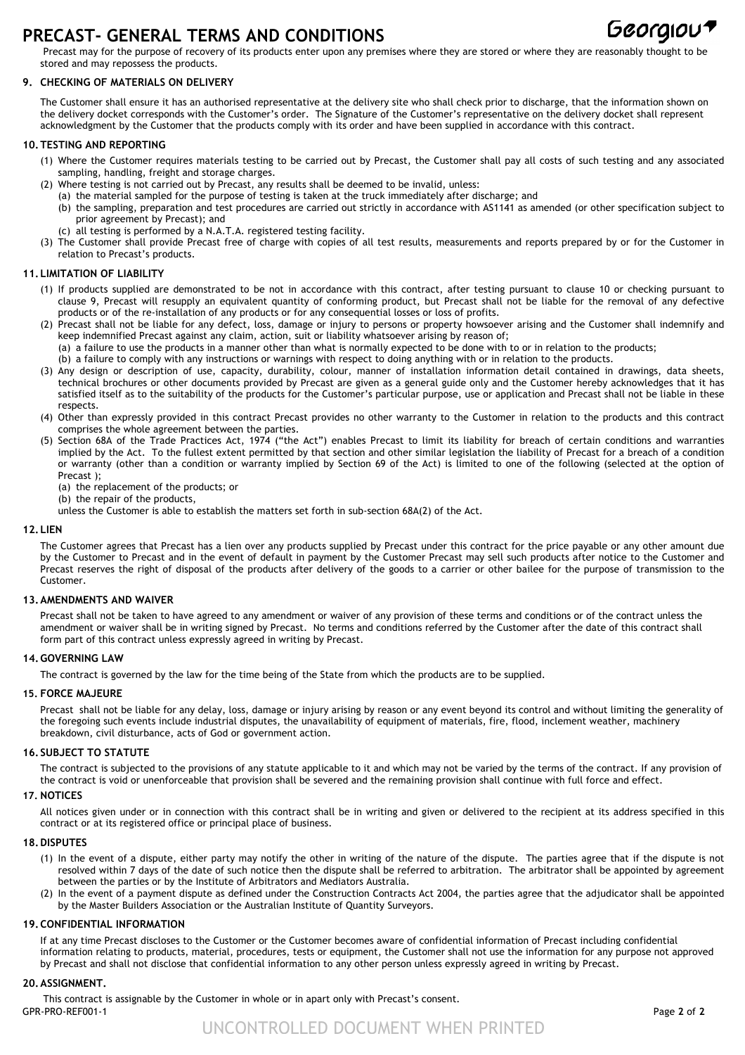# PRECAST- GENERAL TERMS AND CONDITIONS

Precast may for the purpose of recovery of its products enter upon any premises where they are stored or where they are reasonably thought to be stored and may repossess the products.

**9. CHECKING OF MATERIALS ON DELIVERY**

The Customer shall ensure it has an authorised representative at the delivery site who shall check prior to discharge, that the information shown on the delivery docket corresponds with the Customer's order. The Signature of the Customer's representative on the delivery docket shall represent acknowledgment by the Customer that the products comply with its order and have been supplied in accordance with this contract.

**10. TESTING AND REPORTING**

(1) Where the Customer requires materials testing to be carried out by Precast, the Customer shall pay all costs of such testing and any associated sampling, handling, freight and storage charges.
(2) Where testing is not carried out by Precast, any results shall be deemed to be invalid, unless:
  (a) the material sampled for the purpose of testing is taken at the truck immediately after discharge; and
  (b) the sampling, preparation and test procedures are carried out strictly in accordance with AS1141 as amended (or other specification subject to prior agreement by Precast); and
  (c) all testing is performed by a N.A.T.A. registered testing facility.
(3) The Customer shall provide Precast free of charge with copies of all test results, measurements and reports prepared by or for the Customer in relation to Precast's products.

**11. LIMITATION OF LIABILITY**

(1) If products supplied are demonstrated to be not in accordance with this contract, after testing pursuant to clause 10 or checking pursuant to clause 9, Precast will resupply an equivalent quantity of conforming product, but Precast shall not be liable for the removal of any defective products or of the re-installation of any products or for any consequential losses or loss of profits.
(2) Precast shall not be liable for any defect, loss, damage or injury to persons or property howsoever arising and the Customer shall indemnify and keep indemnified Precast against any claim, action, suit or liability whatsoever arising by reason of;
  (a) a failure to use the products in a manner other than what is normally expected to be done with to or in relation to the products;
  (b) a failure to comply with any instructions or warnings with respect to doing anything with or in relation to the products.
(3) Any design or description of use, capacity, durability, colour, manner of installation information detail contained in drawings, data sheets, technical brochures or other documents provided by Precast are given as a general guide only and the Customer hereby acknowledges that it has satisfied itself as to the suitability of the products for the Customer's particular purpose, use or application and Precast shall not be liable in these respects.
(4) Other than expressly provided in this contract Precast provides no other warranty to the Customer in relation to the products and this contract comprises the whole agreement between the parties.
(5) Section 68A of the Trade Practices Act, 1974 ("the Act") enables Precast to limit its liability for breach of certain conditions and warranties implied by the Act. To the fullest extent permitted by that section and other similar legislation the liability of Precast for a breach of a condition or warranty (other than a condition or warranty implied by Section 69 of the Act) is limited to one of the following (selected at the option of Precast );
  (a) the replacement of the products; or
  (b) the repair of the products,
  unless the Customer is able to establish the matters set forth in sub-section 68A(2) of the Act.

**12. LIEN**

The Customer agrees that Precast has a lien over any products supplied by Precast under this contract for the price payable or any other amount due by the Customer to Precast and in the event of default in payment by the Customer Precast may sell such products after notice to the Customer and Precast reserves the right of disposal of the products after delivery of the goods to a carrier or other bailee for the purpose of transmission to the Customer.

**13. AMENDMENTS AND WAIVER**

Precast shall not be taken to have agreed to any amendment or waiver of any provision of these terms and conditions or of the contract unless the amendment or waiver shall be in writing signed by Precast. No terms and conditions referred by the Customer after the date of this contract shall form part of this contract unless expressly agreed in writing by Precast.

**14. GOVERNING LAW**

The contract is governed by the law for the time being of the State from which the products are to be supplied.

**15. FORCE MAJEURE**

Precast shall not be liable for any delay, loss, damage or injury arising by reason or any event beyond its control and without limiting the generality of the foregoing such events include industrial disputes, the unavailability of equipment of materials, fire, flood, inclement weather, machinery breakdown, civil disturbance, acts of God or government action.

**16. SUBJECT TO STATUTE**

The contract is subjected to the provisions of any statute applicable to it and which may not be varied by the terms of the contract. If any provision of the contract is void or unenforceable that provision shall be severed and the remaining provision shall continue with full force and effect.

**17. NOTICES**

All notices given under or in connection with this contract shall be in writing and given or delivered to the recipient at its address specified in this contract or at its registered office or principal place of business.

**18. DISPUTES**

(1) In the event of a dispute, either party may notify the other in writing of the nature of the dispute. The parties agree that if the dispute is not resolved within 7 days of the date of such notice then the dispute shall be referred to arbitration. The arbitrator shall be appointed by agreement between the parties or by the Institute of Arbitrators and Mediators Australia.
(2) In the event of a payment dispute as defined under the Construction Contracts Act 2004, the parties agree that the adjudicator shall be appointed by the Master Builders Association or the Australian Institute of Quantity Surveyors.

**19. CONFIDENTIAL INFORMATION**

If at any time Precast discloses to the Customer or the Customer becomes aware of confidential information of Precast including confidential information relating to products, material, procedures, tests or equipment, the Customer shall not use the information for any purpose not approved by Precast and shall not disclose that confidential information to any other person unless expressly agreed in writing by Precast.

**20. ASSIGNMENT.**

This contract is assignable by the Customer in whole or in apart only with Precast's consent.